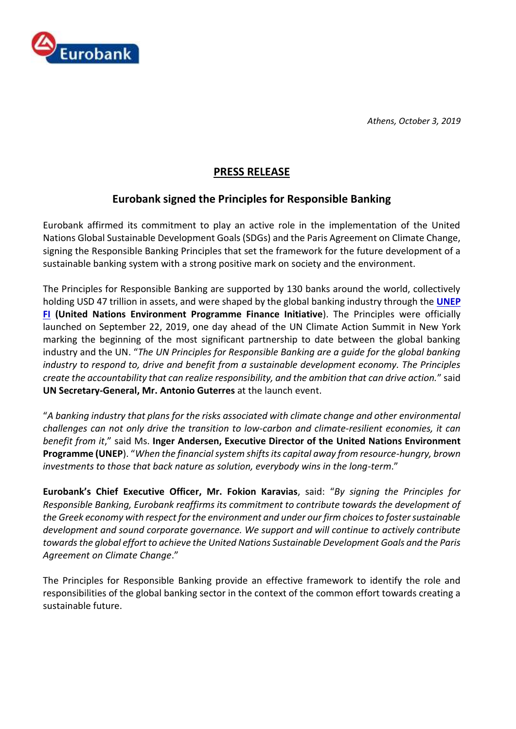*Athens, October 3, 2019*

# PRESS RELEASE

## Eurobank signed the Principles for Responsible Banking

Eurobank affirmed its commitment to play an active role in the implementation of the United Nations Global Sustainable Development Goals (SDGs) and the Paris Agreement on Climate Change, signing the Responsible Banking Principles that set the framework for the future development of a sustainable banking system with a strong positive mark on society and the environment.

The Principles for Responsible Banking are supported by 130 banks around the world, collectively holding USD 47 trillion in assets, and were shaped by the global banking industry through the **UNEP FI** **(United Nations Environment Programme Finance Initiative**). The Principles were officially launched on September 22, 2019, one day ahead of the UN Climate Action Summit in New York marking the beginning of the most significant partnership to date between the global banking industry and the UN. "*The UN Principles for Responsible Banking are a guide for the global banking industry to respond to, drive and benefit from a sustainable development economy. The Principles create the accountability that can realize responsibility, and the ambition that can drive action.*" said **UN Secretary-General, Mr. Antonio Guterres** at the launch event.

"*A banking industry that plans for the risks associated with climate change and other environmental challenges can not only drive the transition to low-carbon and climate-resilient economies, it can benefit from it*," said Ms. **Inger Andersen, Executive Director of the United Nations Environment Programme (UNEP**). "*When the financial system shifts its capital away from resource-hungry, brown investments to those that back nature as solution, everybody wins in the long-term*."

**Eurobank's Chief Executive Officer, Mr. Fokion Karavias**, said: "*By signing the Principles for Responsible Banking, Eurobank reaffirms its commitment to contribute towards the development of the Greek economy with respect for the environment and under our firm choices to foster sustainable development and sound corporate governance. We support and will continue to actively contribute towards the global effort to achieve the United Nations Sustainable Development Goals and the Paris Agreement on Climate Change*."

The Principles for Responsible Banking provide an effective framework to identify the role and responsibilities of the global banking sector in the context of the common effort towards creating a sustainable future.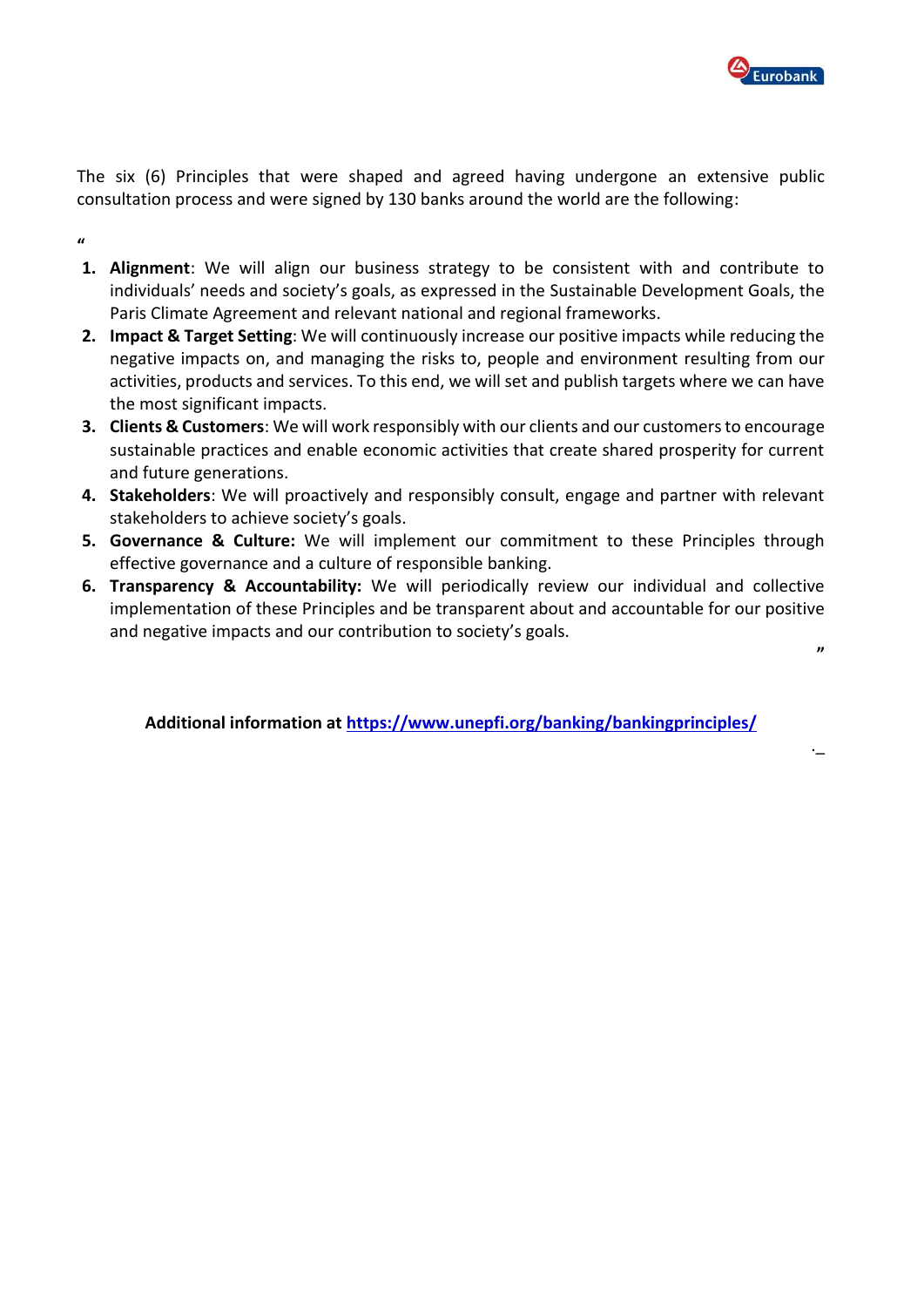The six (6) Principles that were shaped and agreed having undergone an extensive public consultation process and were signed by 130 banks around the world are the following:

"

1. **Alignment**: We will align our business strategy to be consistent with and contribute to individuals' needs and society's goals, as expressed in the Sustainable Development Goals, the Paris Climate Agreement and relevant national and regional frameworks.
2. **Impact & Target Setting**: We will continuously increase our positive impacts while reducing the negative impacts on, and managing the risks to, people and environment resulting from our activities, products and services. To this end, we will set and publish targets where we can have the most significant impacts.
3. **Clients & Customers**: We will work responsibly with our clients and our customers to encourage sustainable practices and enable economic activities that create shared prosperity for current and future generations.
4. **Stakeholders**: We will proactively and responsibly consult, engage and partner with relevant stakeholders to achieve society's goals.
5. **Governance & Culture:** We will implement our commitment to these Principles through effective governance and a culture of responsible banking.
6. **Transparency & Accountability:** We will periodically review our individual and collective implementation of these Principles and be transparent about and accountable for our positive and negative impacts and our contribution to society's goals.

"

**Additional information at [https://www.unepfi.org/banking/bankingprinciples/](https://www.unepfi.org/banking/bankingprinciples/)**

.\_